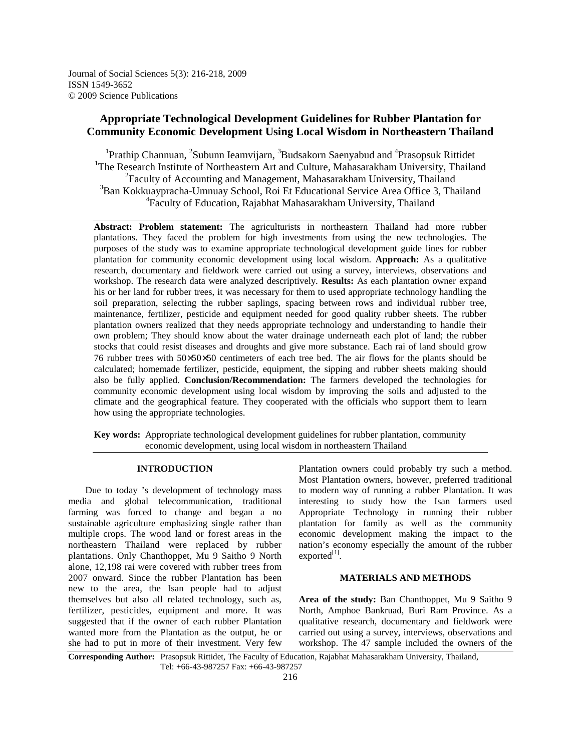# Appropriate Technological Development Guidelines for Rubber Plantation for Community Economic Development Using Local Wisdom in Northeastern Thailand

[1]Prathip Channuan, [2]Subunn Ieamvijarn, [3]Budsakorn Saenyabud and [4]Prasopsuk Rittidet

[1]The Research Institute of Northeastern Art and Culture, Mahasarakham University, Thailand
[2]Faculty of Accounting and Management, Mahasarakham University, Thailand
[3]Ban Kokkuaypracha-Umnuay School, Roi Et Educational Service Area Office 3, Thailand
[4]Faculty of Education, Rajabhat Mahasarakham University, Thailand

**Abstract: Problem statement:** The agriculturists in northeastern Thailand had more rubber plantations. They faced the problem for high investments from using the new technologies. The purposes of the study was to examine appropriate technological development guide lines for rubber plantation for community economic development using local wisdom. **Approach:** As a qualitative research, documentary and fieldwork were carried out using a survey, interviews, observations and workshop. The research data were analyzed descriptively. **Results:** As each plantation owner expand his or her land for rubber trees, it was necessary for them to used appropriate technology handling the soil preparation, selecting the rubber saplings, spacing between rows and individual rubber tree, maintenance, fertilizer, pesticide and equipment needed for good quality rubber sheets. The rubber plantation owners realized that they needs appropriate technology and understanding to handle their own problem; They should know about the water drainage underneath each plot of land; the rubber stocks that could resist diseases and droughts and give more substance. Each rai of land should grow 76 rubber trees with 50×50×50 centimeters of each tree bed. The air flows for the plants should be calculated; homemade fertilizer, pesticide, equipment, the sipping and rubber sheets making should also be fully applied. **Conclusion/Recommendation:** The farmers developed the technologies for community economic development using local wisdom by improving the soils and adjusted to the climate and the geographical feature. They cooperated with the officials who support them to learn how using the appropriate technologies.

**Key words:** Appropriate technological development guidelines for rubber plantation, community economic development, using local wisdom in northeastern Thailand

## INTRODUCTION

Due to today 's development of technology mass media and global telecommunication, traditional farming was forced to change and began a no sustainable agriculture emphasizing single rather than multiple crops. The wood land or forest areas in the northeastern Thailand were replaced by rubber plantations. Only Chanthoppet, Mu 9 Saitho 9 North alone, 12,198 rai were covered with rubber trees from 2007 onward. Since the rubber Plantation has been new to the area, the Isan people had to adjust themselves but also all related technology, such as, fertilizer, pesticides, equipment and more. It was suggested that if the owner of each rubber Plantation wanted more from the Plantation as the output, he or she had to put in more of their investment. Very few Plantation owners could probably try such a method. Most Plantation owners, however, preferred traditional to modern way of running a rubber Plantation. It was interesting to study how the Isan farmers used Appropriate Technology in running their rubber plantation for family as well as the community economic development making the impact to the nation's economy especially the amount of the rubber exported[1].

## MATERIALS AND METHODS

**Area of the study:** Ban Chanthoppet, Mu 9 Saitho 9 North, Amphoe Bankruad, Buri Ram Province. As a qualitative research, documentary and fieldwork were carried out using a survey, interviews, observations and workshop. The 47 sample included the owners of the

**Corresponding Author:** Prasopsuk Rittidet, The Faculty of Education, Rajabhat Mahasarakham University, Thailand, Tel: +66-43-987257 Fax: +66-43-987257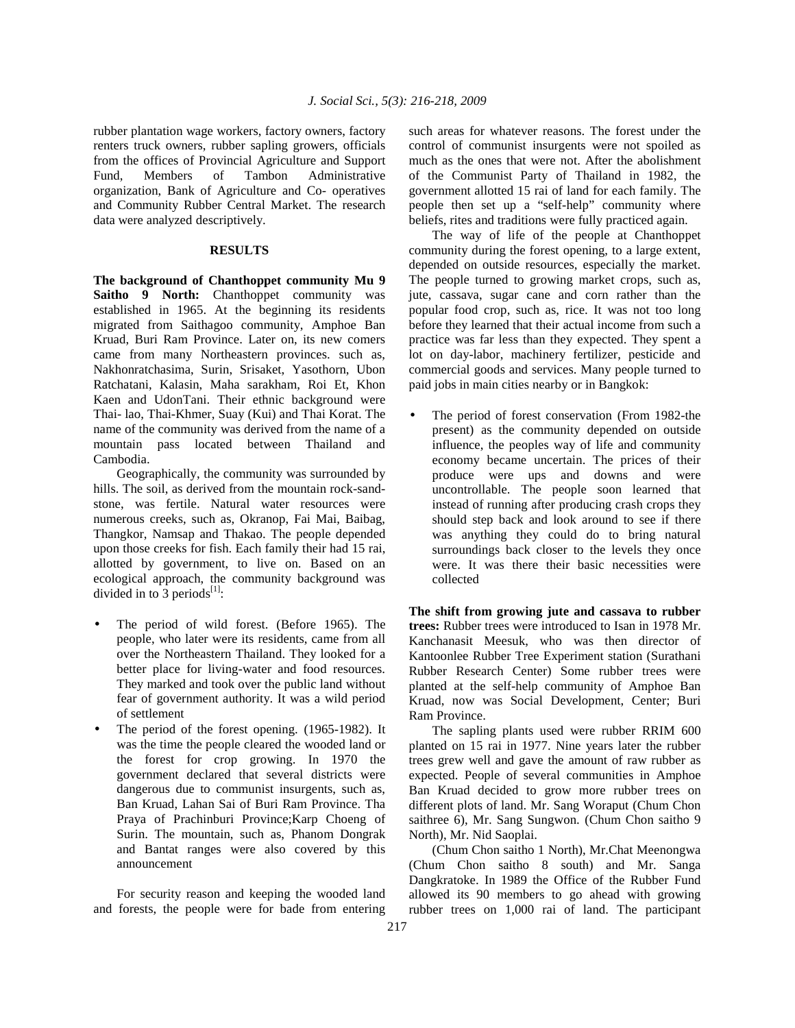rubber plantation wage workers, factory owners, factory renters truck owners, rubber sapling growers, officials from the offices of Provincial Agriculture and Support Fund, Members of Tambon Administrative organization, Bank of Agriculture and Co- operatives and Community Rubber Central Market. The research data were analyzed descriptively.

## RESULTS

**The background of Chanthoppet community Mu 9 Saitho 9 North:** Chanthoppet community was established in 1965. At the beginning its residents migrated from Saithagoo community, Amphoe Ban Kruad, Buri Ram Province. Later on, its new comers came from many Northeastern provinces. such as, Nakhonratchasima, Surin, Srisaket, Yasothorn, Ubon Ratchatani, Kalasin, Maha sarakham, Roi Et, Khon Kaen and UdonTani. Their ethnic background were Thai- lao, Thai-Khmer, Suay (Kui) and Thai Korat. The name of the community was derived from the name of a mountain pass located between Thailand and Cambodia.

Geographically, the community was surrounded by hills. The soil, as derived from the mountain rock-sand-stone, was fertile. Natural water resources were numerous creeks, such as, Okranop, Fai Mai, Baibag, Thangkor, Namsap and Thakao. The people depended upon those creeks for fish. Each family their had 15 rai, allotted by government, to live on. Based on an ecological approach, the community background was divided in to 3 periods[1]:

- The period of wild forest. (Before 1965). The people, who later were its residents, came from all over the Northeastern Thailand. They looked for a better place for living-water and food resources. They marked and took over the public land without fear of government authority. It was a wild period of settlement
- The period of the forest opening. (1965-1982). It was the time the people cleared the wooded land or the forest for crop growing. In 1970 the government declared that several districts were dangerous due to communist insurgents, such as, Ban Kruad, Lahan Sai of Buri Ram Province. Tha Praya of Prachinburi Province;Karp Choeng of Surin. The mountain, such as, Phanom Dongrak and Bantat ranges were also covered by this announcement

For security reason and keeping the wooded land and forests, the people were for bade from entering such areas for whatever reasons. The forest under the control of communist insurgents were not spoiled as much as the ones that were not. After the abolishment of the Communist Party of Thailand in 1982, the government allotted 15 rai of land for each family. The people then set up a "self-help" community where beliefs, rites and traditions were fully practiced again.

The way of life of the people at Chanthoppet community during the forest opening, to a large extent, depended on outside resources, especially the market. The people turned to growing market crops, such as, jute, cassava, sugar cane and corn rather than the popular food crop, such as, rice. It was not too long before they learned that their actual income from such a practice was far less than they expected. They spent a lot on day-labor, machinery fertilizer, pesticide and commercial goods and services. Many people turned to paid jobs in main cities nearby or in Bangkok:

- The period of forest conservation (From 1982-the present) as the community depended on outside influence, the peoples way of life and community economy became uncertain. The prices of their produce were ups and downs and were uncontrollable. The people soon learned that instead of running after producing crash crops they should step back and look around to see if there was anything they could do to bring natural surroundings back closer to the levels they once were. It was there their basic necessities were collected

**The shift from growing jute and cassava to rubber trees:** Rubber trees were introduced to Isan in 1978 Mr. Kanchanasit Meesuk, who was then director of Kantoonlee Rubber Tree Experiment station (Surathani Rubber Research Center) Some rubber trees were planted at the self-help community of Amphoe Ban Kruad, now was Social Development, Center; Buri Ram Province.

The sapling plants used were rubber RRIM 600 planted on 15 rai in 1977. Nine years later the rubber trees grew well and gave the amount of raw rubber as expected. People of several communities in Amphoe Ban Kruad decided to grow more rubber trees on different plots of land. Mr. Sang Woraput (Chum Chon saithree 6), Mr. Sang Sungwon. (Chum Chon saitho 9 North), Mr. Nid Saoplai.

(Chum Chon saitho 1 North), Mr.Chat Meenongwa (Chum Chon saitho 8 south) and Mr. Sanga Dangkratoke. In 1989 the Office of the Rubber Fund allowed its 90 members to go ahead with growing rubber trees on 1,000 rai of land. The participant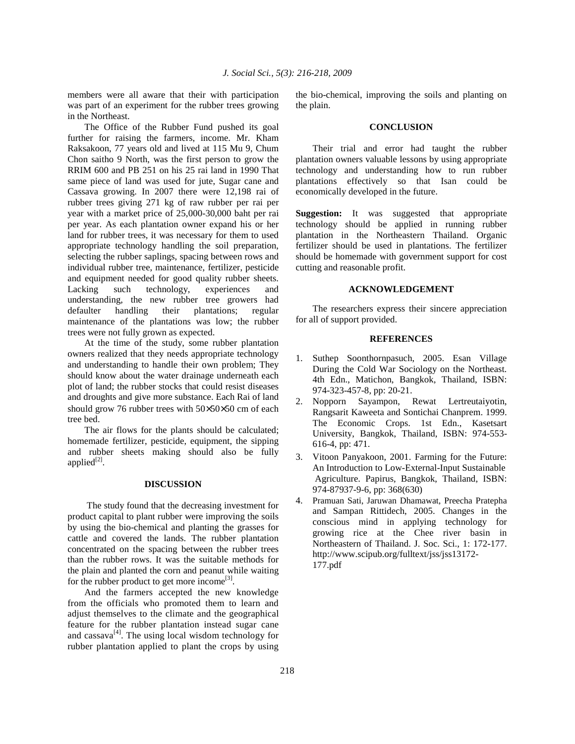members were all aware that their with participation was part of an experiment for the rubber trees growing in the Northeast.

The Office of the Rubber Fund pushed its goal further for raising the farmers, income. Mr. Kham Raksakoon, 77 years old and lived at 115 Mu 9, Chum Chon saitho 9 North, was the first person to grow the RRIM 600 and PB 251 on his 25 rai land in 1990 That same piece of land was used for jute, Sugar cane and Cassava growing. In 2007 there were 12,198 rai of rubber trees giving 271 kg of raw rubber per rai per year with a market price of 25,000-30,000 baht per rai per year. As each plantation owner expand his or her land for rubber trees, it was necessary for them to used appropriate technology handling the soil preparation, selecting the rubber saplings, spacing between rows and individual rubber tree, maintenance, fertilizer, pesticide and equipment needed for good quality rubber sheets. Lacking such technology, experiences and understanding, the new rubber tree growers had defaulter handling their plantations; regular maintenance of the plantations was low; the rubber trees were not fully grown as expected.

At the time of the study, some rubber plantation owners realized that they needs appropriate technology and understanding to handle their own problem; They should know about the water drainage underneath each plot of land; the rubber stocks that could resist diseases and droughts and give more substance. Each Rai of land should grow 76 rubber trees with 50×50×50 cm of each tree bed.

The air flows for the plants should be calculated; homemade fertilizer, pesticide, equipment, the sipping and rubber sheets making should also be fully applied[2].

## DISCUSSION

The study found that the decreasing investment for product capital to plant rubber were improving the soils by using the bio-chemical and planting the grasses for cattle and covered the lands. The rubber plantation concentrated on the spacing between the rubber trees than the rubber rows. It was the suitable methods for the plain and planted the corn and peanut while waiting for the rubber product to get more income[3].

And the farmers accepted the new knowledge from the officials who promoted them to learn and adjust themselves to the climate and the geographical feature for the rubber plantation instead sugar cane and cassava[4]. The using local wisdom technology for rubber plantation applied to plant the crops by using the bio-chemical, improving the soils and planting on the plain.

## CONCLUSION

Their trial and error had taught the rubber plantation owners valuable lessons by using appropriate technology and understanding how to run rubber plantations effectively so that Isan could be economically developed in the future.

**Suggestion:** It was suggested that appropriate technology should be applied in running rubber plantation in the Northeastern Thailand. Organic fertilizer should be used in plantations. The fertilizer should be homemade with government support for cost cutting and reasonable profit.

## ACKNOWLEDGEMENT

The researchers express their sincere appreciation for all of support provided.

## REFERENCES

1. Suthep Soonthornpasuch, 2005. Esan Village During the Cold War Sociology on the Northeast. 4th Edn., Matichon, Bangkok, Thailand, ISBN: 974-323-457-8, pp: 20-21.
2. Nopporn Sayampon, Rewat Lertreutaiyotin, Rangsarit Kaweeta and Sontichai Chanprem. 1999. The Economic Crops. 1st Edn., Kasetsart University, Bangkok, Thailand, ISBN: 974-553-616-4, pp: 471.
3. Vitoon Panyakoon, 2001. Farming for the Future: An Introduction to Low-External-Input Sustainable Agriculture. Papirus, Bangkok, Thailand, ISBN: 974-87937-9-6, pp: 368(630)
4. Pramuan Sati, Jaruwan Dhamawat, Preecha Pratepha and Sampan Rittidech, 2005. Changes in the conscious mind in applying technology for growing rice at the Chee river basin in Northeastern of Thailand. J. Soc. Sci., 1: 172-177. http://www.scipub.org/fulltext/jss/jss13172-177.pdf